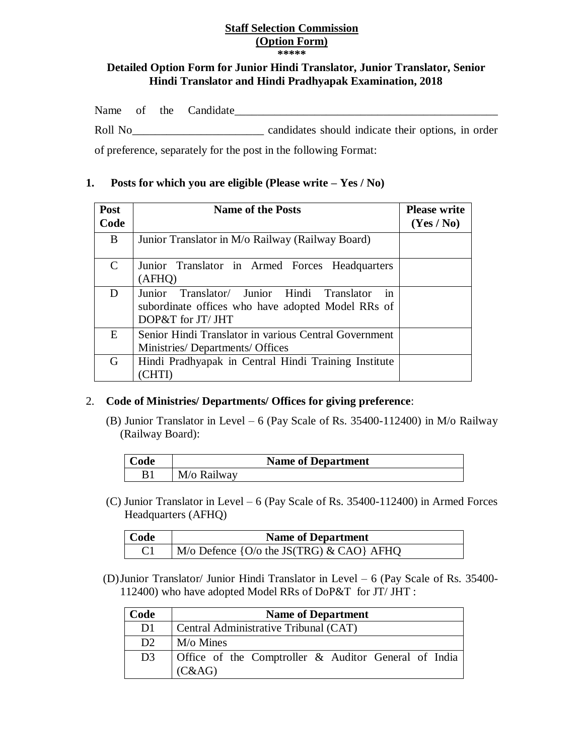**Staff Selection Commission**
**(Option Form)**
\*\*\*\*\*

# Detailed Option Form for Junior Hindi Translator, Junior Translator, Senior Hindi Translator and Hindi Pradhyapak Examination, 2018

Name of the Candidate_______________________________________________

Roll No_______________________ candidates should indicate their options, in order of preference, separately for the post in the following Format:

**1. Posts for which you are eligible (Please write – Yes / No)**

| Post Code | Name of the Posts | Please write (Yes / No) |
|---|---|---|
| B | Junior Translator in M/o Railway (Railway Board) | |
| C | Junior Translator in Armed Forces Headquarters (AFHQ) | |
| D | Junior Translator/ Junior Hindi Translator in subordinate offices who have adopted Model RRs of DOP&T for JT/ JHT | |
| E | Senior Hindi Translator in various Central Government Ministries/ Departments/ Offices | |
| G | Hindi Pradhyapak in Central Hindi Training Institute (CHTI) | |

2. **Code of Ministries/ Departments/ Offices for giving preference**:

(B) Junior Translator in Level – 6 (Pay Scale of Rs. 35400-112400) in M/o Railway (Railway Board):

| Code | Name of Department |
|---|---|
| B1 | M/o Railway |

(C) Junior Translator in Level – 6 (Pay Scale of Rs. 35400-112400) in Armed Forces Headquarters (AFHQ)

| Code | Name of Department |
|---|---|
| C1 | M/o Defence {O/o the JS(TRG) & CAO} AFHQ |

(D) Junior Translator/ Junior Hindi Translator in Level – 6 (Pay Scale of Rs. 35400-112400) who have adopted Model RRs of DoP&T for JT/ JHT :

| Code | Name of Department |
|---|---|
| D1 | Central Administrative Tribunal (CAT) |
| D2 | M/o Mines |
| D3 | Office of the Comptroller & Auditor General of India (C&AG) |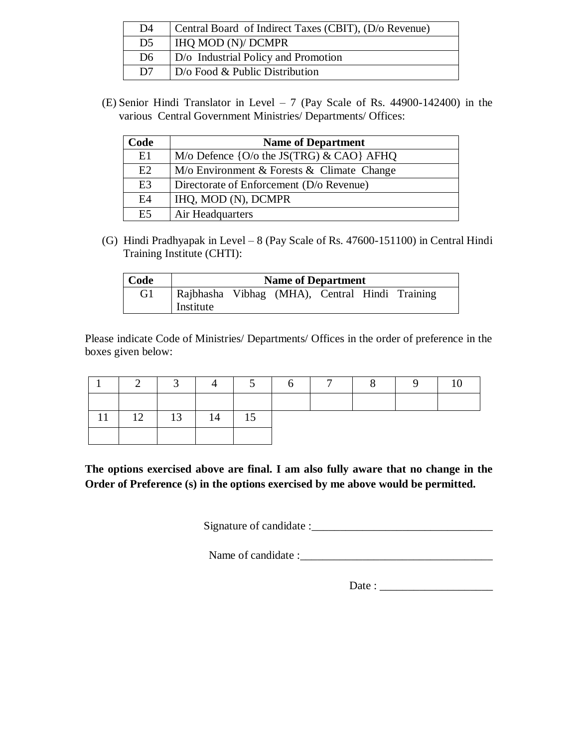| | |
|---|---|
| D4 | Central Board of Indirect Taxes (CBIT), (D/o Revenue) |
| D5 | IHQ MOD (N)/ DCMPR |
| D6 | D/o Industrial Policy and Promotion |
| D7 | D/o Food & Public Distribution |

(E) Senior Hindi Translator in Level – 7 (Pay Scale of Rs. 44900-142400) in the various Central Government Ministries/ Departments/ Offices:

| Code | Name of Department |
|---|---|
| E1 | M/o Defence {O/o the JS(TRG) & CAO} AFHQ |
| E2 | M/o Environment & Forests & Climate Change |
| E3 | Directorate of Enforcement (D/o Revenue) |
| E4 | IHQ, MOD (N), DCMPR |
| E5 | Air Headquarters |

(G) Hindi Pradhyapak in Level – 8 (Pay Scale of Rs. 47600-151100) in Central Hindi Training Institute (CHTI):

| Code | Name of Department |
|---|---|
| G1 | Rajbhasha Vibhag (MHA), Central Hindi Training Institute |

Please indicate Code of Ministries/ Departments/ Offices in the order of preference in the boxes given below:

| 1 | 2 | 3 | 4 | 5 | 6 | 7 | 8 | 9 | 10 |
|---|---|---|---|---|---|---|---|---|---|
| | | | | | | | | | |
| 11 | 12 | 13 | 14 | 15 | | | | | |
| | | | | | | | | | |

**The options exercised above are final. I am also fully aware that no change in the Order of Preference (s) in the options exercised by me above would be permitted.**

Signature of candidate :________________________________

Name of candidate :__________________________________

Date : ____________________